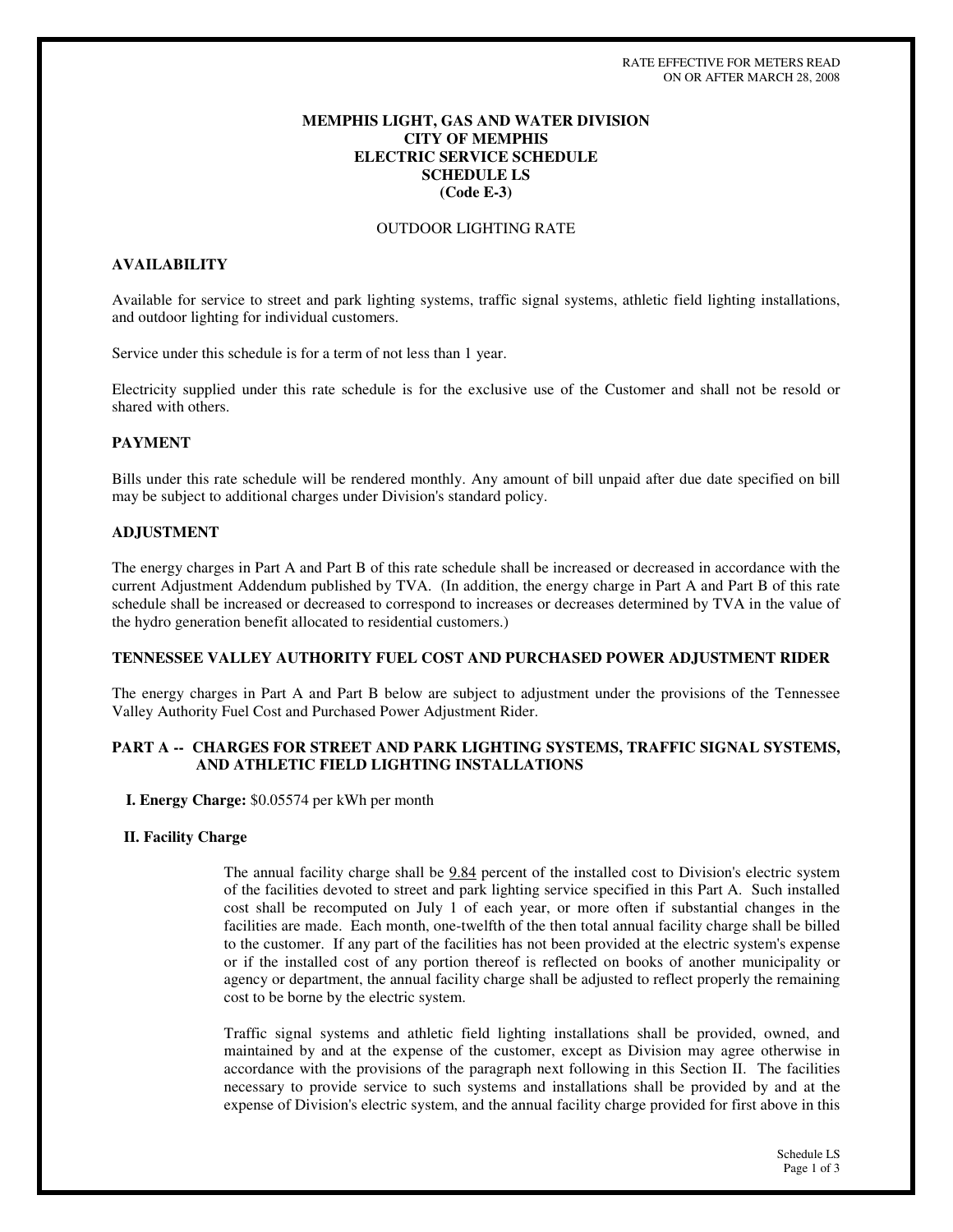RATE EFFECTIVE FOR METERS READ
ON OR AFTER MARCH 28, 2008

**MEMPHIS LIGHT, GAS AND WATER DIVISION**
**CITY OF MEMPHIS**
**ELECTRIC SERVICE SCHEDULE**
**SCHEDULE LS**
**(Code E-3)**

OUTDOOR LIGHTING RATE

## AVAILABILITY

Available for service to street and park lighting systems, traffic signal systems, athletic field lighting installations, and outdoor lighting for individual customers.

Service under this schedule is for a term of not less than 1 year.

Electricity supplied under this rate schedule is for the exclusive use of the Customer and shall not be resold or shared with others.

## PAYMENT

Bills under this rate schedule will be rendered monthly. Any amount of bill unpaid after due date specified on bill may be subject to additional charges under Division's standard policy.

## ADJUSTMENT

The energy charges in Part A and Part B of this rate schedule shall be increased or decreased in accordance with the current Adjustment Addendum published by TVA. (In addition, the energy charge in Part A and Part B of this rate schedule shall be increased or decreased to correspond to increases or decreases determined by TVA in the value of the hydro generation benefit allocated to residential customers.)

## TENNESSEE VALLEY AUTHORITY FUEL COST AND PURCHASED POWER ADJUSTMENT RIDER

The energy charges in Part A and Part B below are subject to adjustment under the provisions of the Tennessee Valley Authority Fuel Cost and Purchased Power Adjustment Rider.

## PART A -- CHARGES FOR STREET AND PARK LIGHTING SYSTEMS, TRAFFIC SIGNAL SYSTEMS, AND ATHLETIC FIELD LIGHTING INSTALLATIONS

**I. Energy Charge:** $0.05574 per kWh per month

**II. Facility Charge**

The annual facility charge shall be 9.84 percent of the installed cost to Division's electric system of the facilities devoted to street and park lighting service specified in this Part A. Such installed cost shall be recomputed on July 1 of each year, or more often if substantial changes in the facilities are made. Each month, one-twelfth of the then total annual facility charge shall be billed to the customer. If any part of the facilities has not been provided at the electric system's expense or if the installed cost of any portion thereof is reflected on books of another municipality or agency or department, the annual facility charge shall be adjusted to reflect properly the remaining cost to be borne by the electric system.

Traffic signal systems and athletic field lighting installations shall be provided, owned, and maintained by and at the expense of the customer, except as Division may agree otherwise in accordance with the provisions of the paragraph next following in this Section II. The facilities necessary to provide service to such systems and installations shall be provided by and at the expense of Division's electric system, and the annual facility charge provided for first above in this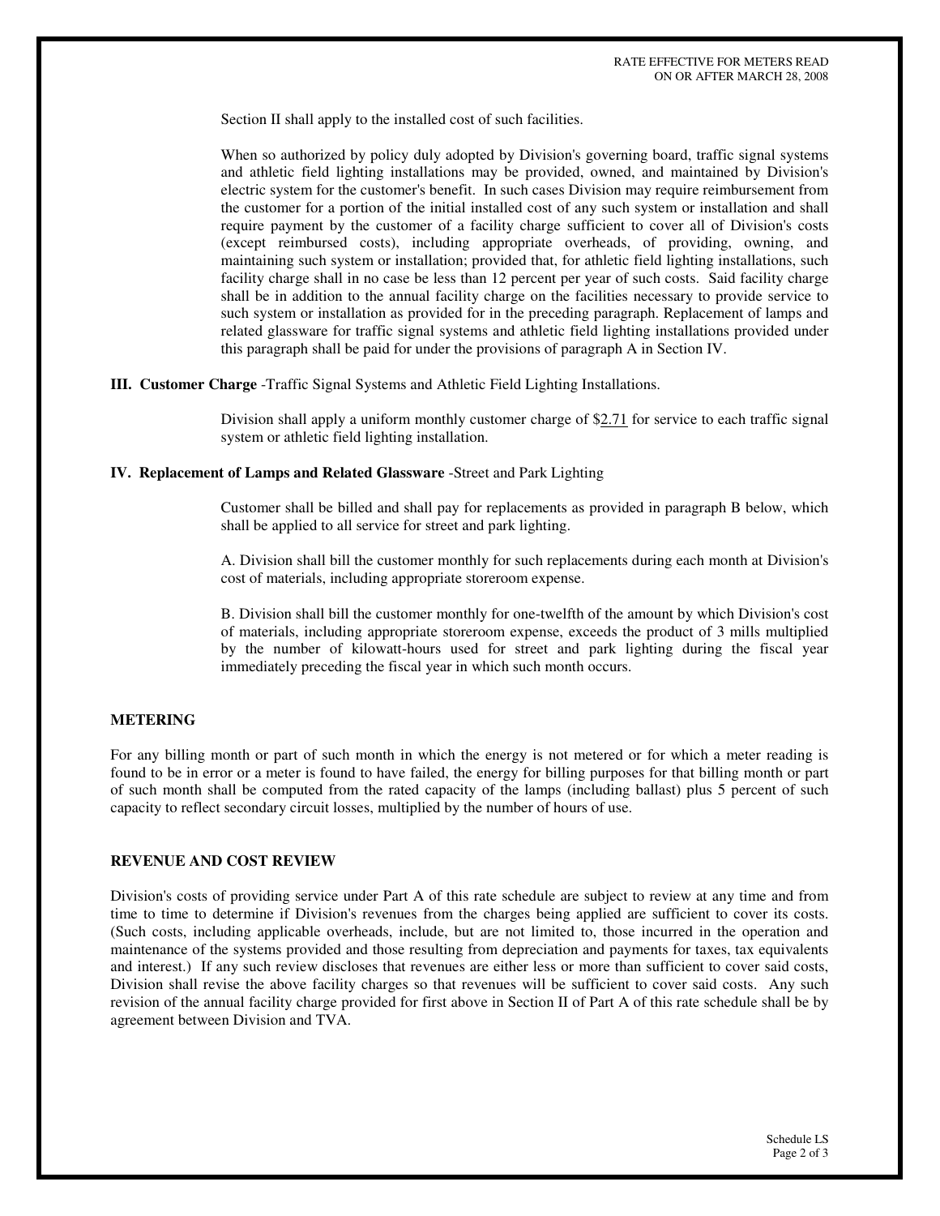Section II shall apply to the installed cost of such facilities.

When so authorized by policy duly adopted by Division's governing board, traffic signal systems and athletic field lighting installations may be provided, owned, and maintained by Division's electric system for the customer's benefit. In such cases Division may require reimbursement from the customer for a portion of the initial installed cost of any such system or installation and shall require payment by the customer of a facility charge sufficient to cover all of Division's costs (except reimbursed costs), including appropriate overheads, of providing, owning, and maintaining such system or installation; provided that, for athletic field lighting installations, such facility charge shall in no case be less than 12 percent per year of such costs. Said facility charge shall be in addition to the annual facility charge on the facilities necessary to provide service to such system or installation as provided for in the preceding paragraph. Replacement of lamps and related glassware for traffic signal systems and athletic field lighting installations provided under this paragraph shall be paid for under the provisions of paragraph A in Section IV.

**III. Customer Charge** -Traffic Signal Systems and Athletic Field Lighting Installations.

Division shall apply a uniform monthly customer charge of $2.71 for service to each traffic signal system or athletic field lighting installation.

**IV. Replacement of Lamps and Related Glassware** -Street and Park Lighting

Customer shall be billed and shall pay for replacements as provided in paragraph B below, which shall be applied to all service for street and park lighting.

A. Division shall bill the customer monthly for such replacements during each month at Division's cost of materials, including appropriate storeroom expense.

B. Division shall bill the customer monthly for one-twelfth of the amount by which Division's cost of materials, including appropriate storeroom expense, exceeds the product of 3 mills multiplied by the number of kilowatt-hours used for street and park lighting during the fiscal year immediately preceding the fiscal year in which such month occurs.

**METERING**

For any billing month or part of such month in which the energy is not metered or for which a meter reading is found to be in error or a meter is found to have failed, the energy for billing purposes for that billing month or part of such month shall be computed from the rated capacity of the lamps (including ballast) plus 5 percent of such capacity to reflect secondary circuit losses, multiplied by the number of hours of use.

**REVENUE AND COST REVIEW**

Division's costs of providing service under Part A of this rate schedule are subject to review at any time and from time to time to determine if Division's revenues from the charges being applied are sufficient to cover its costs. (Such costs, including applicable overheads, include, but are not limited to, those incurred in the operation and maintenance of the systems provided and those resulting from depreciation and payments for taxes, tax equivalents and interest.) If any such review discloses that revenues are either less or more than sufficient to cover said costs, Division shall revise the above facility charges so that revenues will be sufficient to cover said costs. Any such revision of the annual facility charge provided for first above in Section II of Part A of this rate schedule shall be by agreement between Division and TVA.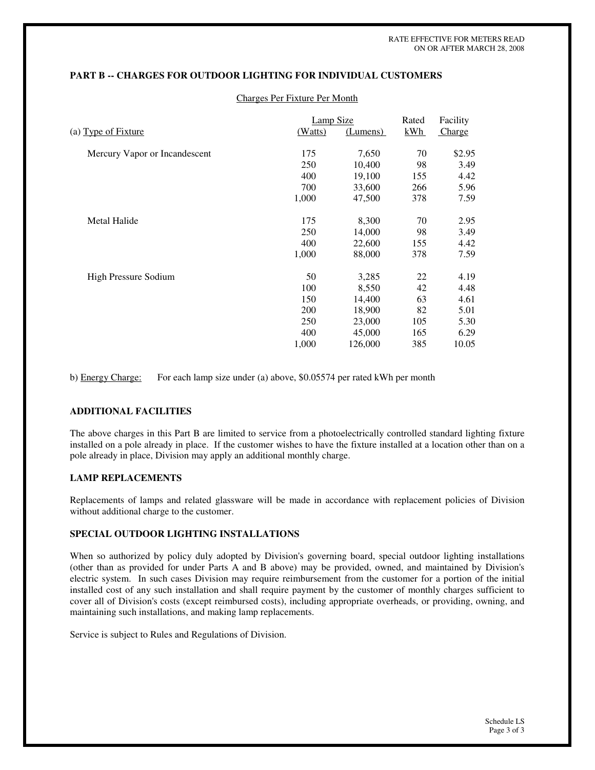RATE EFFECTIVE FOR METERS READ ON OR AFTER MARCH 28, 2008

## PART B -- CHARGES FOR OUTDOOR LIGHTING FOR INDIVIDUAL CUSTOMERS

Charges Per Fixture Per Month

| (a) Type of Fixture | Lamp Size (Watts) | Lamp Size (Lumens) | Rated kWh | Facility Charge |
|---|---|---|---|---|
| Mercury Vapor or Incandescent | 175 | 7,650 | 70 | $2.95 |
| | 250 | 10,400 | 98 | 3.49 |
| | 400 | 19,100 | 155 | 4.42 |
| | 700 | 33,600 | 266 | 5.96 |
| | 1,000 | 47,500 | 378 | 7.59 |
| Metal Halide | 175 | 8,300 | 70 | 2.95 |
| | 250 | 14,000 | 98 | 3.49 |
| | 400 | 22,600 | 155 | 4.42 |
| | 1,000 | 88,000 | 378 | 7.59 |
| High Pressure Sodium | 50 | 3,285 | 22 | 4.19 |
| | 100 | 8,550 | 42 | 4.48 |
| | 150 | 14,400 | 63 | 4.61 |
| | 200 | 18,900 | 82 | 5.01 |
| | 250 | 23,000 | 105 | 5.30 |
| | 400 | 45,000 | 165 | 6.29 |
| | 1,000 | 126,000 | 385 | 10.05 |

b) Energy Charge: For each lamp size under (a) above, $0.05574 per rated kWh per month

### ADDITIONAL FACILITIES

The above charges in this Part B are limited to service from a photoelectrically controlled standard lighting fixture installed on a pole already in place. If the customer wishes to have the fixture installed at a location other than on a pole already in place, Division may apply an additional monthly charge.

### LAMP REPLACEMENTS

Replacements of lamps and related glassware will be made in accordance with replacement policies of Division without additional charge to the customer.

### SPECIAL OUTDOOR LIGHTING INSTALLATIONS

When so authorized by policy duly adopted by Division's governing board, special outdoor lighting installations (other than as provided for under Parts A and B above) may be provided, owned, and maintained by Division's electric system. In such cases Division may require reimbursement from the customer for a portion of the initial installed cost of any such installation and shall require payment by the customer of monthly charges sufficient to cover all of Division's costs (except reimbursed costs), including appropriate overheads, or providing, owning, and maintaining such installations, and making lamp replacements.

Service is subject to Rules and Regulations of Division.

Schedule LS